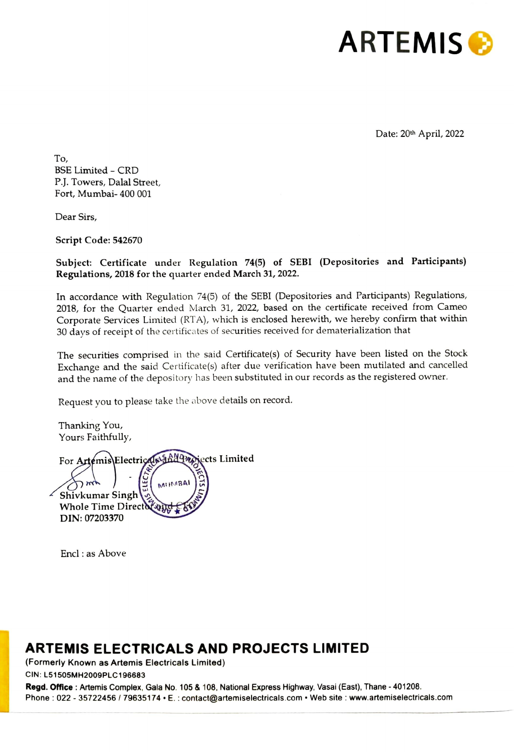# ARTEMIS

Date: 20th April, 2022

To,
BSE Limited – CRD
P.J. Towers, Dalal Street,
Fort, Mumbai- 400 001

Dear Sirs,

**Script Code: 542670**

**Subject: Certificate under Regulation 74(5) of SEBI (Depositories and Participants) Regulations, 2018 for the quarter ended March 31, 2022.**

In accordance with Regulation 74(5) of the SEBI (Depositories and Participants) Regulations, 2018, for the Quarter ended March 31, 2022, based on the certificate received from Cameo Corporate Services Limited (RTA), which is enclosed herewith, we hereby confirm that within 30 days of receipt of the certificates of securities received for dematerialization that

The securities comprised in the said Certificate(s) of Security have been listed on the Stock Exchange and the said Certificate(s) after due verification have been mutilated and cancelled and the name of the depository has been substituted in our records as the registered owner.

Request you to please take the above details on record.

Thanking You,
Yours Faithfully,

For Artemis Electricals and Projects Limited

Shivkumar Singh
Whole Time Director and CFO
DIN: 07203370

Encl : as Above

## ARTEMIS ELECTRICALS AND PROJECTS LIMITED

(Formerly Known as Artemis Electricals Limited)

CIN: L51505MH2009PLC196683

**Regd. Office** : Artemis Complex, Gala No. 105 & 108, National Express Highway, Vasai (East), Thane - 401208.
Phone : 022 - 35722456 / 79635174 • E. : contact@artemiselectricals.com • Web site : www.artemiselectricals.com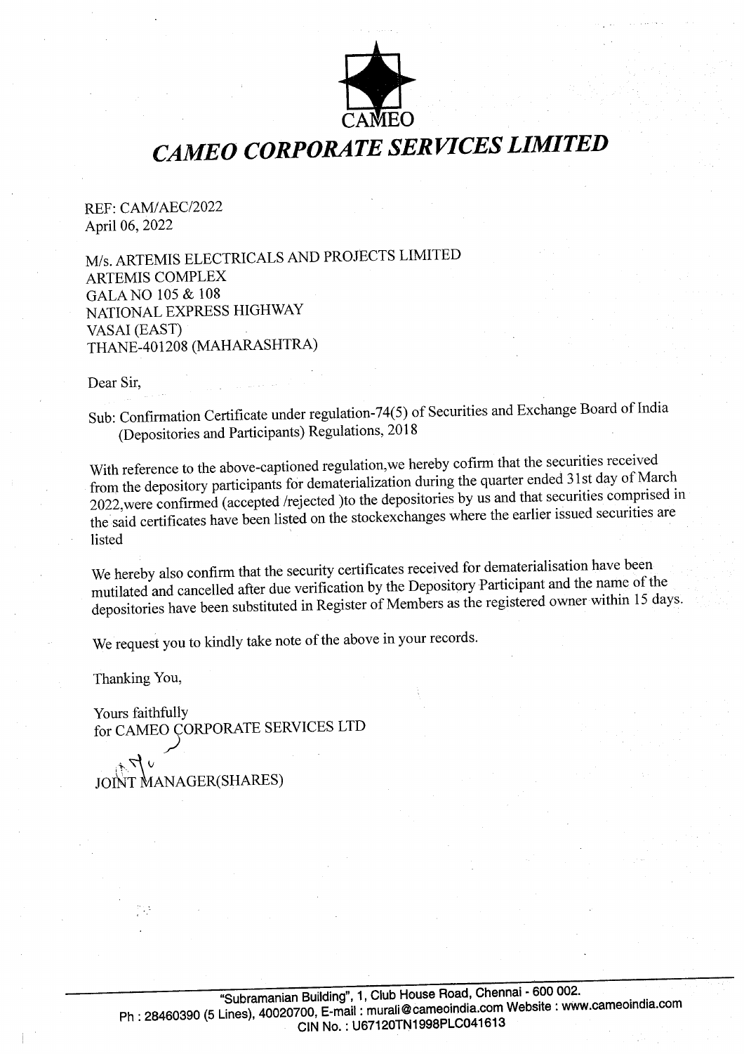CAMEO

# CAMEO CORPORATE SERVICES LIMITED

REF: CAM/AEC/2022
April 06, 2022

M/s. ARTEMIS ELECTRICALS AND PROJECTS LIMITED
ARTEMIS COMPLEX
GALA NO 105 & 108
NATIONAL EXPRESS HIGHWAY
VASAI (EAST)
THANE-401208 (MAHARASHTRA)

Dear Sir,

Sub: Confirmation Certificate under regulation-74(5) of Securities and Exchange Board of India (Depositories and Participants) Regulations, 2018

With reference to the above-captioned regulation,we hereby cofirm that the securities received from the depository participants for dematerialization during the quarter ended 31st day of March 2022,were confirmed (accepted /rejected )to the depositories by us and that securities comprised in the said certificates have been listed on the stockexchanges where the earlier issued securities are listed

We hereby also confirm that the security certificates received for dematerialisation have been mutilated and cancelled after due verification by the Depository Participant and the name of the depositories have been substituted in Register of Members as the registered owner within 15 days.

We request you to kindly take note of the above in your records.

Thanking You,

Yours faithfully
for CAMEO CORPORATE SERVICES LTD

JOINT MANAGER(SHARES)

"Subramanian Building", 1, Club House Road, Chennai - 600 002.
Ph : 28460390 (5 Lines), 40020700, E-mail : murali@cameoindia.com Website : www.cameoindia.com
CIN No. : U67120TN1998PLC041613